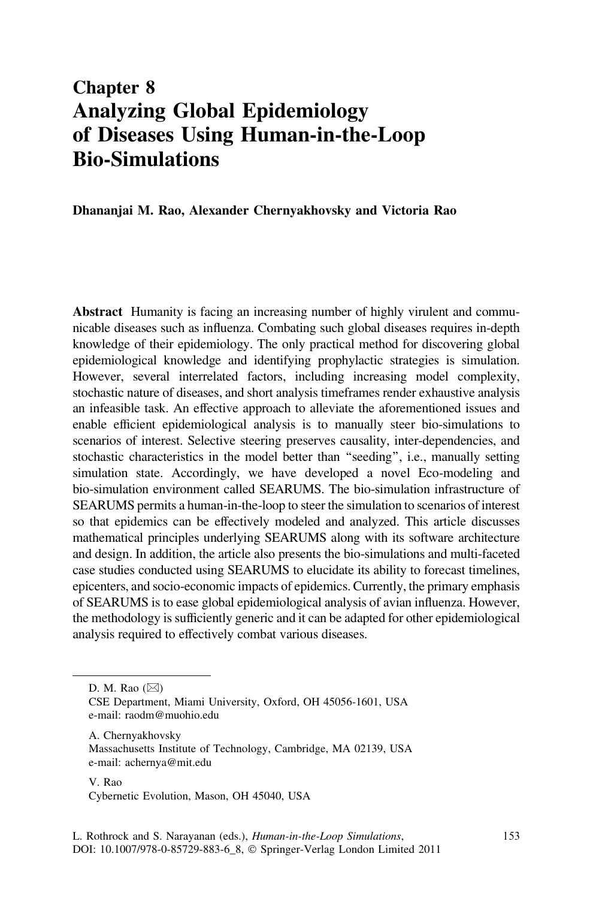# Chapter 8
# Analyzing Global Epidemiology of Diseases Using Human-in-the-Loop Bio-Simulations

**Dhananjai M. Rao, Alexander Chernyakhovsky and Victoria Rao**

**Abstract** Humanity is facing an increasing number of highly virulent and communicable diseases such as influenza. Combating such global diseases requires in-depth knowledge of their epidemiology. The only practical method for discovering global epidemiological knowledge and identifying prophylactic strategies is simulation. However, several interrelated factors, including increasing model complexity, stochastic nature of diseases, and short analysis timeframes render exhaustive analysis an infeasible task. An effective approach to alleviate the aforementioned issues and enable efficient epidemiological analysis is to manually steer bio-simulations to scenarios of interest. Selective steering preserves causality, inter-dependencies, and stochastic characteristics in the model better than "seeding", i.e., manually setting simulation state. Accordingly, we have developed a novel Eco-modeling and bio-simulation environment called SEARUMS. The bio-simulation infrastructure of SEARUMS permits a human-in-the-loop to steer the simulation to scenarios of interest so that epidemics can be effectively modeled and analyzed. This article discusses mathematical principles underlying SEARUMS along with its software architecture and design. In addition, the article also presents the bio-simulations and multi-faceted case studies conducted using SEARUMS to elucidate its ability to forecast timelines, epicenters, and socio-economic impacts of epidemics. Currently, the primary emphasis of SEARUMS is to ease global epidemiological analysis of avian influenza. However, the methodology is sufficiently generic and it can be adapted for other epidemiological analysis required to effectively combat various diseases.

---

D. M. Rao (✉)
CSE Department, Miami University, Oxford, OH 45056-1601, USA
e-mail: raodm@muohio.edu

A. Chernyakhovsky
Massachusetts Institute of Technology, Cambridge, MA 02139, USA
e-mail: achernya@mit.edu

V. Rao
Cybernetic Evolution, Mason, OH 45040, USA

L. Rothrock and S. Narayanan (eds.), *Human-in-the-Loop Simulations*,
DOI: 10.1007/978-0-85729-883-6_8, © Springer-Verlag London Limited 2011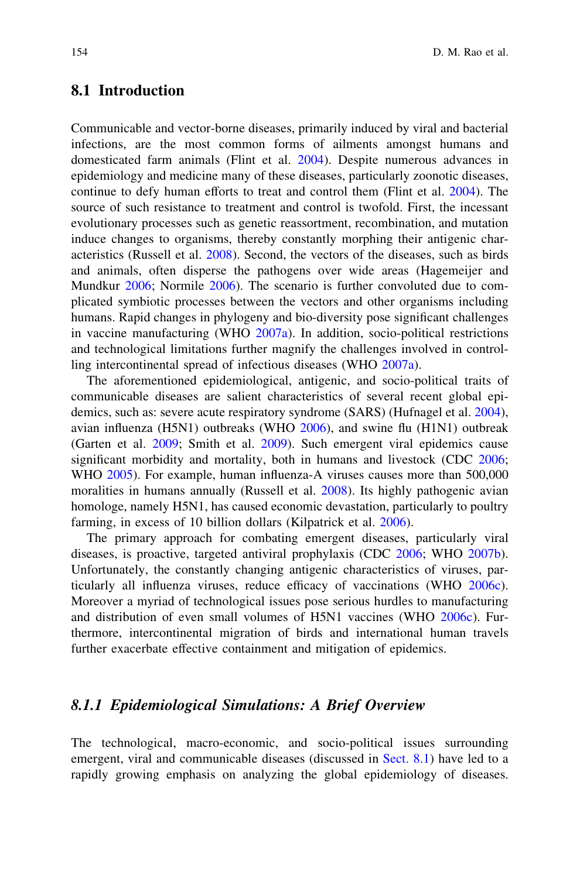## 8.1 Introduction

Communicable and vector-borne diseases, primarily induced by viral and bacterial infections, are the most common forms of ailments amongst humans and domesticated farm animals (Flint et al. 2004). Despite numerous advances in epidemiology and medicine many of these diseases, particularly zoonotic diseases, continue to defy human efforts to treat and control them (Flint et al. 2004). The source of such resistance to treatment and control is twofold. First, the incessant evolutionary processes such as genetic reassortment, recombination, and mutation induce changes to organisms, thereby constantly morphing their antigenic characteristics (Russell et al. 2008). Second, the vectors of the diseases, such as birds and animals, often disperse the pathogens over wide areas (Hagemeijer and Mundkur 2006; Normile 2006). The scenario is further convoluted due to complicated symbiotic processes between the vectors and other organisms including humans. Rapid changes in phylogeny and bio-diversity pose significant challenges in vaccine manufacturing (WHO 2007a). In addition, socio-political restrictions and technological limitations further magnify the challenges involved in controlling intercontinental spread of infectious diseases (WHO 2007a).

The aforementioned epidemiological, antigenic, and socio-political traits of communicable diseases are salient characteristics of several recent global epidemics, such as: severe acute respiratory syndrome (SARS) (Hufnagel et al. 2004), avian influenza (H5N1) outbreaks (WHO 2006), and swine flu (H1N1) outbreak (Garten et al. 2009; Smith et al. 2009). Such emergent viral epidemics cause significant morbidity and mortality, both in humans and livestock (CDC 2006; WHO 2005). For example, human influenza-A viruses causes more than 500,000 moralities in humans annually (Russell et al. 2008). Its highly pathogenic avian homologe, namely H5N1, has caused economic devastation, particularly to poultry farming, in excess of 10 billion dollars (Kilpatrick et al. 2006).

The primary approach for combating emergent diseases, particularly viral diseases, is proactive, targeted antiviral prophylaxis (CDC 2006; WHO 2007b). Unfortunately, the constantly changing antigenic characteristics of viruses, particularly all influenza viruses, reduce efficacy of vaccinations (WHO 2006c). Moreover a myriad of technological issues pose serious hurdles to manufacturing and distribution of even small volumes of H5N1 vaccines (WHO 2006c). Furthermore, intercontinental migration of birds and international human travels further exacerbate effective containment and mitigation of epidemics.

### *8.1.1 Epidemiological Simulations: A Brief Overview*

The technological, macro-economic, and socio-political issues surrounding emergent, viral and communicable diseases (discussed in Sect. 8.1) have led to a rapidly growing emphasis on analyzing the global epidemiology of diseases.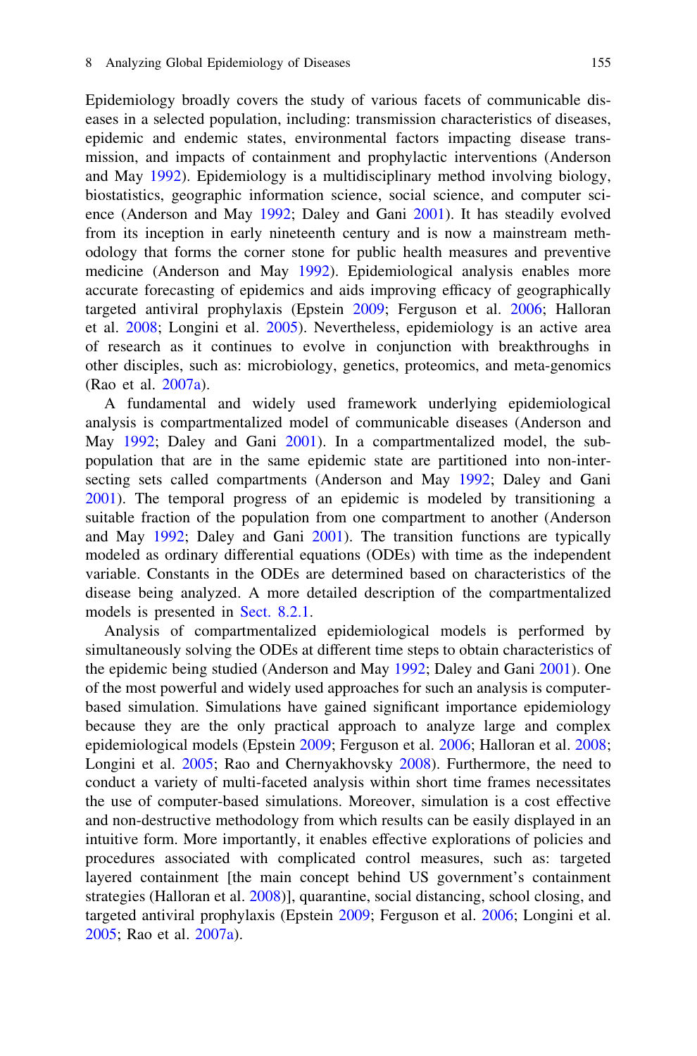Epidemiology broadly covers the study of various facets of communicable diseases in a selected population, including: transmission characteristics of diseases, epidemic and endemic states, environmental factors impacting disease transmission, and impacts of containment and prophylactic interventions (Anderson and May 1992). Epidemiology is a multidisciplinary method involving biology, biostatistics, geographic information science, social science, and computer science (Anderson and May 1992; Daley and Gani 2001). It has steadily evolved from its inception in early nineteenth century and is now a mainstream methodology that forms the corner stone for public health measures and preventive medicine (Anderson and May 1992). Epidemiological analysis enables more accurate forecasting of epidemics and aids improving efficacy of geographically targeted antiviral prophylaxis (Epstein 2009; Ferguson et al. 2006; Halloran et al. 2008; Longini et al. 2005). Nevertheless, epidemiology is an active area of research as it continues to evolve in conjunction with breakthroughs in other disciples, such as: microbiology, genetics, proteomics, and meta-genomics (Rao et al. 2007a).

A fundamental and widely used framework underlying epidemiological analysis is compartmentalized model of communicable diseases (Anderson and May 1992; Daley and Gani 2001). In a compartmentalized model, the sub-population that are in the same epidemic state are partitioned into non-intersecting sets called compartments (Anderson and May 1992; Daley and Gani 2001). The temporal progress of an epidemic is modeled by transitioning a suitable fraction of the population from one compartment to another (Anderson and May 1992; Daley and Gani 2001). The transition functions are typically modeled as ordinary differential equations (ODEs) with time as the independent variable. Constants in the ODEs are determined based on characteristics of the disease being analyzed. A more detailed description of the compartmentalized models is presented in Sect. 8.2.1.

Analysis of compartmentalized epidemiological models is performed by simultaneously solving the ODEs at different time steps to obtain characteristics of the epidemic being studied (Anderson and May 1992; Daley and Gani 2001). One of the most powerful and widely used approaches for such an analysis is computer-based simulation. Simulations have gained significant importance epidemiology because they are the only practical approach to analyze large and complex epidemiological models (Epstein 2009; Ferguson et al. 2006; Halloran et al. 2008; Longini et al. 2005; Rao and Chernyakhovsky 2008). Furthermore, the need to conduct a variety of multi-faceted analysis within short time frames necessitates the use of computer-based simulations. Moreover, simulation is a cost effective and non-destructive methodology from which results can be easily displayed in an intuitive form. More importantly, it enables effective explorations of policies and procedures associated with complicated control measures, such as: targeted layered containment [the main concept behind US government's containment strategies (Halloran et al. 2008)], quarantine, social distancing, school closing, and targeted antiviral prophylaxis (Epstein 2009; Ferguson et al. 2006; Longini et al. 2005; Rao et al. 2007a).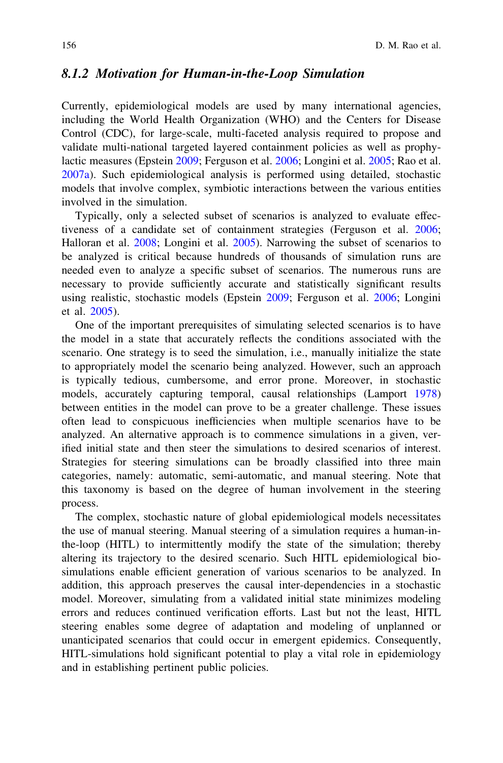### *8.1.2 Motivation for Human-in-the-Loop Simulation*

Currently, epidemiological models are used by many international agencies, including the World Health Organization (WHO) and the Centers for Disease Control (CDC), for large-scale, multi-faceted analysis required to propose and validate multi-national targeted layered containment policies as well as prophylactic measures (Epstein 2009; Ferguson et al. 2006; Longini et al. 2005; Rao et al. 2007a). Such epidemiological analysis is performed using detailed, stochastic models that involve complex, symbiotic interactions between the various entities involved in the simulation.

Typically, only a selected subset of scenarios is analyzed to evaluate effectiveness of a candidate set of containment strategies (Ferguson et al. 2006; Halloran et al. 2008; Longini et al. 2005). Narrowing the subset of scenarios to be analyzed is critical because hundreds of thousands of simulation runs are needed even to analyze a specific subset of scenarios. The numerous runs are necessary to provide sufficiently accurate and statistically significant results using realistic, stochastic models (Epstein 2009; Ferguson et al. 2006; Longini et al. 2005).

One of the important prerequisites of simulating selected scenarios is to have the model in a state that accurately reflects the conditions associated with the scenario. One strategy is to seed the simulation, i.e., manually initialize the state to appropriately model the scenario being analyzed. However, such an approach is typically tedious, cumbersome, and error prone. Moreover, in stochastic models, accurately capturing temporal, causal relationships (Lamport 1978) between entities in the model can prove to be a greater challenge. These issues often lead to conspicuous inefficiencies when multiple scenarios have to be analyzed. An alternative approach is to commence simulations in a given, verified initial state and then steer the simulations to desired scenarios of interest. Strategies for steering simulations can be broadly classified into three main categories, namely: automatic, semi-automatic, and manual steering. Note that this taxonomy is based on the degree of human involvement in the steering process.

The complex, stochastic nature of global epidemiological models necessitates the use of manual steering. Manual steering of a simulation requires a human-in-the-loop (HITL) to intermittently modify the state of the simulation; thereby altering its trajectory to the desired scenario. Such HITL epidemiological bio-simulations enable efficient generation of various scenarios to be analyzed. In addition, this approach preserves the causal inter-dependencies in a stochastic model. Moreover, simulating from a validated initial state minimizes modeling errors and reduces continued verification efforts. Last but not the least, HITL steering enables some degree of adaptation and modeling of unplanned or unanticipated scenarios that could occur in emergent epidemics. Consequently, HITL-simulations hold significant potential to play a vital role in epidemiology and in establishing pertinent public policies.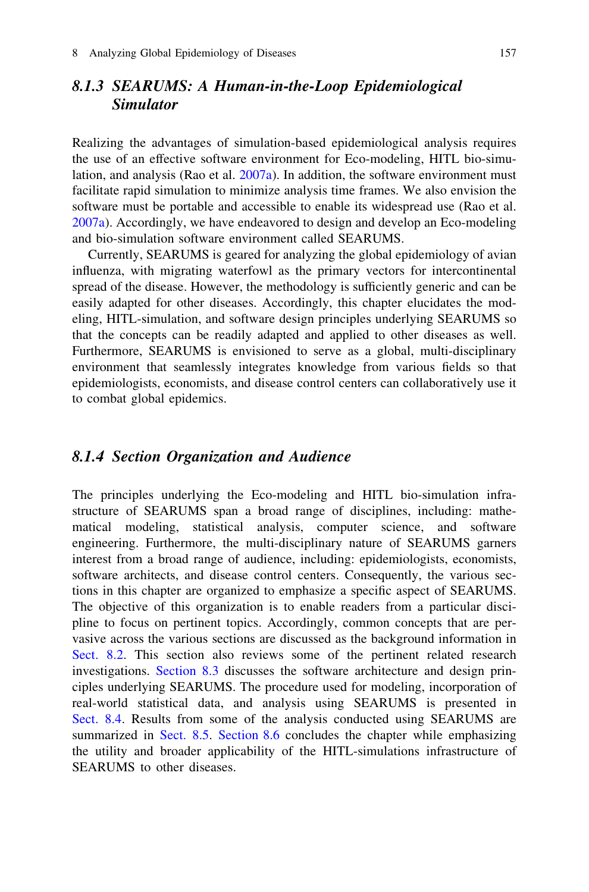### 8.1.3 SEARUMS: A Human-in-the-Loop Epidemiological Simulator

Realizing the advantages of simulation-based epidemiological analysis requires the use of an effective software environment for Eco-modeling, HITL bio-simulation, and analysis (Rao et al. 2007a). In addition, the software environment must facilitate rapid simulation to minimize analysis time frames. We also envision the software must be portable and accessible to enable its widespread use (Rao et al. 2007a). Accordingly, we have endeavored to design and develop an Eco-modeling and bio-simulation software environment called SEARUMS.

Currently, SEARUMS is geared for analyzing the global epidemiology of avian influenza, with migrating waterfowl as the primary vectors for intercontinental spread of the disease. However, the methodology is sufficiently generic and can be easily adapted for other diseases. Accordingly, this chapter elucidates the modeling, HITL-simulation, and software design principles underlying SEARUMS so that the concepts can be readily adapted and applied to other diseases as well. Furthermore, SEARUMS is envisioned to serve as a global, multi-disciplinary environment that seamlessly integrates knowledge from various fields so that epidemiologists, economists, and disease control centers can collaboratively use it to combat global epidemics.

### 8.1.4 Section Organization and Audience

The principles underlying the Eco-modeling and HITL bio-simulation infrastructure of SEARUMS span a broad range of disciplines, including: mathematical modeling, statistical analysis, computer science, and software engineering. Furthermore, the multi-disciplinary nature of SEARUMS garners interest from a broad range of audience, including: epidemiologists, economists, software architects, and disease control centers. Consequently, the various sections in this chapter are organized to emphasize a specific aspect of SEARUMS. The objective of this organization is to enable readers from a particular discipline to focus on pertinent topics. Accordingly, common concepts that are pervasive across the various sections are discussed as the background information in Sect. 8.2. This section also reviews some of the pertinent related research investigations. Section 8.3 discusses the software architecture and design principles underlying SEARUMS. The procedure used for modeling, incorporation of real-world statistical data, and analysis using SEARUMS is presented in Sect. 8.4. Results from some of the analysis conducted using SEARUMS are summarized in Sect. 8.5. Section 8.6 concludes the chapter while emphasizing the utility and broader applicability of the HITL-simulations infrastructure of SEARUMS to other diseases.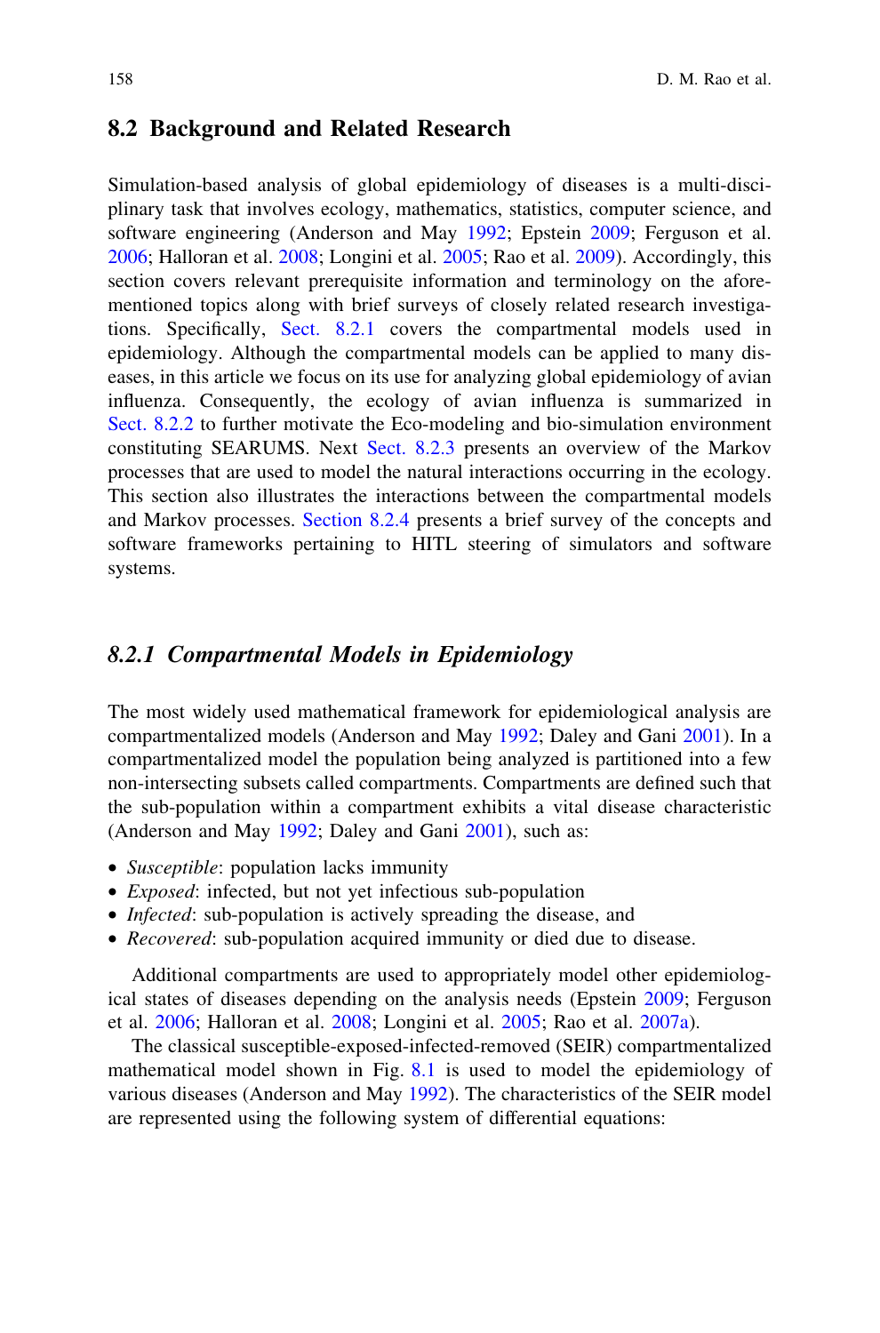## 8.2 Background and Related Research

Simulation-based analysis of global epidemiology of diseases is a multi-disciplinary task that involves ecology, mathematics, statistics, computer science, and software engineering (Anderson and May 1992; Epstein 2009; Ferguson et al. 2006; Halloran et al. 2008; Longini et al. 2005; Rao et al. 2009). Accordingly, this section covers relevant prerequisite information and terminology on the aforementioned topics along with brief surveys of closely related research investigations. Specifically, Sect. 8.2.1 covers the compartmental models used in epidemiology. Although the compartmental models can be applied to many diseases, in this article we focus on its use for analyzing global epidemiology of avian influenza. Consequently, the ecology of avian influenza is summarized in Sect. 8.2.2 to further motivate the Eco-modeling and bio-simulation environment constituting SEARUMS. Next Sect. 8.2.3 presents an overview of the Markov processes that are used to model the natural interactions occurring in the ecology. This section also illustrates the interactions between the compartmental models and Markov processes. Section 8.2.4 presents a brief survey of the concepts and software frameworks pertaining to HITL steering of simulators and software systems.

### 8.2.1 Compartmental Models in Epidemiology

The most widely used mathematical framework for epidemiological analysis are compartmentalized models (Anderson and May 1992; Daley and Gani 2001). In a compartmentalized model the population being analyzed is partitioned into a few non-intersecting subsets called compartments. Compartments are defined such that the sub-population within a compartment exhibits a vital disease characteristic (Anderson and May 1992; Daley and Gani 2001), such as:

- *Susceptible*: population lacks immunity
- *Exposed*: infected, but not yet infectious sub-population
- *Infected*: sub-population is actively spreading the disease, and
- *Recovered*: sub-population acquired immunity or died due to disease.

Additional compartments are used to appropriately model other epidemiological states of diseases depending on the analysis needs (Epstein 2009; Ferguson et al. 2006; Halloran et al. 2008; Longini et al. 2005; Rao et al. 2007a).

The classical susceptible-exposed-infected-removed (SEIR) compartmentalized mathematical model shown in Fig. 8.1 is used to model the epidemiology of various diseases (Anderson and May 1992). The characteristics of the SEIR model are represented using the following system of differential equations: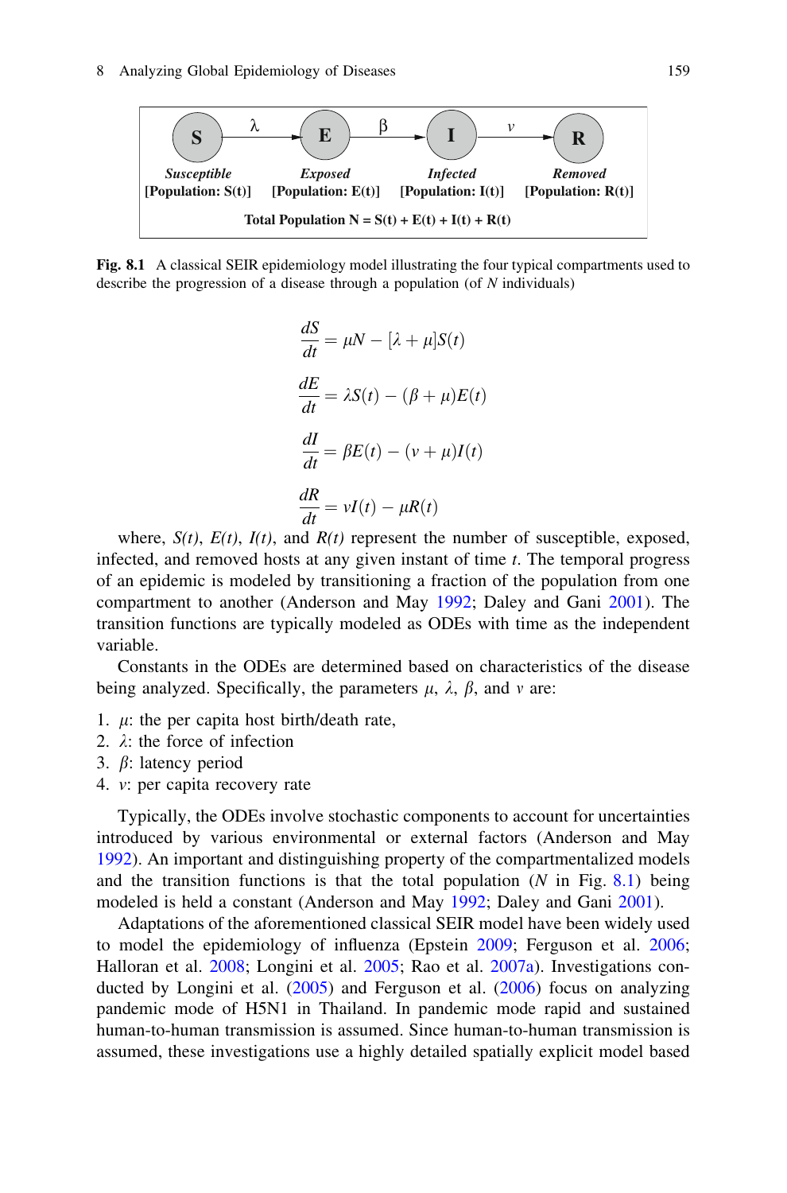S —λ→ E —β→ I —v→ R

| S | E | I | R |
|---|---|---|---|
| *Susceptible* | *Exposed* | *Infected* | *Removed* |
| **[Population: S(t)]** | **[Population: E(t)]** | **[Population: I(t)]** | **[Population: R(t)]** |

**Total Population N = S(t) + E(t) + I(t) + R(t)**

**Fig. 8.1** A classical SEIR epidemiology model illustrating the four typical compartments used to describe the progression of a disease through a population (of $N$ individuals)

$$\frac{dS}{dt} = \mu N - [\lambda + \mu]S(t)$$

$$\frac{dE}{dt} = \lambda S(t) - (\beta + \mu)E(t)$$

$$\frac{dI}{dt} = \beta E(t) - (v + \mu)I(t)$$

$$\frac{dR}{dt} = vI(t) - \mu R(t)$$

where, *S(t)*, *E(t)*, *I(t)*, and *R(t)* represent the number of susceptible, exposed, infected, and removed hosts at any given instant of time $t$. The temporal progress of an epidemic is modeled by transitioning a fraction of the population from one compartment to another (Anderson and May 1992; Daley and Gani 2001). The transition functions are typically modeled as ODEs with time as the independent variable.

Constants in the ODEs are determined based on characteristics of the disease being analyzed. Specifically, the parameters $\mu$, $\lambda$, $\beta$, and $v$ are:

1. $\mu$: the per capita host birth/death rate,
2. $\lambda$: the force of infection
3. $\beta$: latency period
4. $v$: per capita recovery rate

Typically, the ODEs involve stochastic components to account for uncertainties introduced by various environmental or external factors (Anderson and May 1992). An important and distinguishing property of the compartmentalized models and the transition functions is that the total population ($N$ in Fig. 8.1) being modeled is held a constant (Anderson and May 1992; Daley and Gani 2001).

Adaptations of the aforementioned classical SEIR model have been widely used to model the epidemiology of influenza (Epstein 2009; Ferguson et al. 2006; Halloran et al. 2008; Longini et al. 2005; Rao et al. 2007a). Investigations conducted by Longini et al. (2005) and Ferguson et al. (2006) focus on analyzing pandemic mode of H5N1 in Thailand. In pandemic mode rapid and sustained human-to-human transmission is assumed. Since human-to-human transmission is assumed, these investigations use a highly detailed spatially explicit model based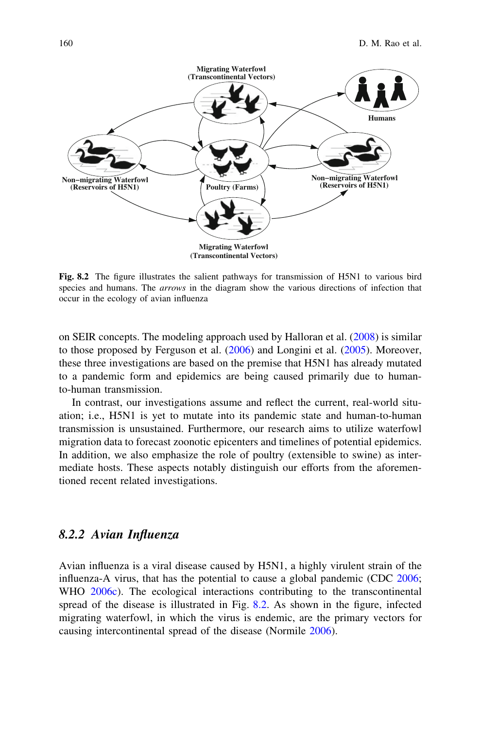Fig. 8.2 The figure illustrates the salient pathways for transmission of H5N1 to various bird species and humans. The *arrows* in the diagram show the various directions of infection that occur in the ecology of avian influenza

on SEIR concepts. The modeling approach used by Halloran et al. (2008) is similar to those proposed by Ferguson et al. (2006) and Longini et al. (2005). Moreover, these three investigations are based on the premise that H5N1 has already mutated to a pandemic form and epidemics are being caused primarily due to human-to-human transmission.

In contrast, our investigations assume and reflect the current, real-world situation; i.e., H5N1 is yet to mutate into its pandemic state and human-to-human transmission is unsustained. Furthermore, our research aims to utilize waterfowl migration data to forecast zoonotic epicenters and timelines of potential epidemics. In addition, we also emphasize the role of poultry (extensible to swine) as intermediate hosts. These aspects notably distinguish our efforts from the aforementioned recent related investigations.

### 8.2.2 Avian Influenza

Avian influenza is a viral disease caused by H5N1, a highly virulent strain of the influenza-A virus, that has the potential to cause a global pandemic (CDC 2006; WHO 2006c). The ecological interactions contributing to the transcontinental spread of the disease is illustrated in Fig. 8.2. As shown in the figure, infected migrating waterfowl, in which the virus is endemic, are the primary vectors for causing intercontinental spread of the disease (Normile 2006).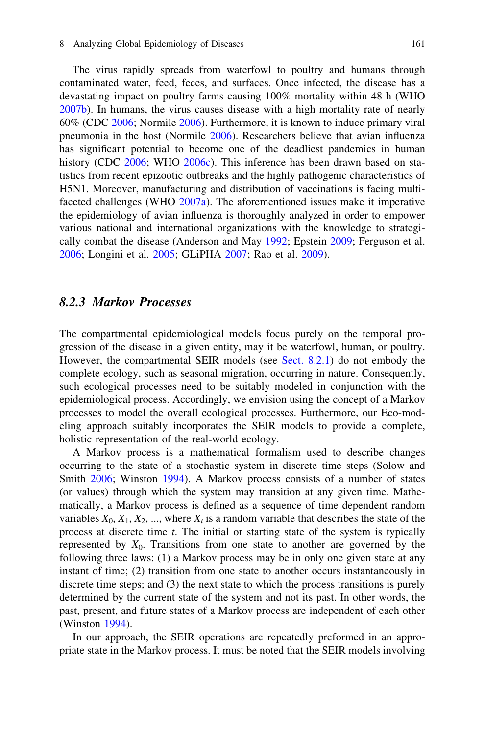The virus rapidly spreads from waterfowl to poultry and humans through contaminated water, feed, feces, and surfaces. Once infected, the disease has a devastating impact on poultry farms causing 100% mortality within 48 h (WHO 2007b). In humans, the virus causes disease with a high mortality rate of nearly 60% (CDC 2006; Normile 2006). Furthermore, it is known to induce primary viral pneumonia in the host (Normile 2006). Researchers believe that avian influenza has significant potential to become one of the deadliest pandemics in human history (CDC 2006; WHO 2006c). This inference has been drawn based on statistics from recent epizootic outbreaks and the highly pathogenic characteristics of H5N1. Moreover, manufacturing and distribution of vaccinations is facing multifaceted challenges (WHO 2007a). The aforementioned issues make it imperative the epidemiology of avian influenza is thoroughly analyzed in order to empower various national and international organizations with the knowledge to strategically combat the disease (Anderson and May 1992; Epstein 2009; Ferguson et al. 2006; Longini et al. 2005; GLiPHA 2007; Rao et al. 2009).

### *8.2.3 Markov Processes*

The compartmental epidemiological models focus purely on the temporal progression of the disease in a given entity, may it be waterfowl, human, or poultry. However, the compartmental SEIR models (see Sect. 8.2.1) do not embody the complete ecology, such as seasonal migration, occurring in nature. Consequently, such ecological processes need to be suitably modeled in conjunction with the epidemiological process. Accordingly, we envision using the concept of a Markov processes to model the overall ecological processes. Furthermore, our Eco-modeling approach suitably incorporates the SEIR models to provide a complete, holistic representation of the real-world ecology.

A Markov process is a mathematical formalism used to describe changes occurring to the state of a stochastic system in discrete time steps (Solow and Smith 2006; Winston 1994). A Markov process consists of a number of states (or values) through which the system may transition at any given time. Mathematically, a Markov process is defined as a sequence of time dependent random variables $X_0, X_1, X_2, \ldots$, where $X_t$ is a random variable that describes the state of the process at discrete time $t$. The initial or starting state of the system is typically represented by $X_0$. Transitions from one state to another are governed by the following three laws: (1) a Markov process may be in only one given state at any instant of time; (2) transition from one state to another occurs instantaneously in discrete time steps; and (3) the next state to which the process transitions is purely determined by the current state of the system and not its past. In other words, the past, present, and future states of a Markov process are independent of each other (Winston 1994).

In our approach, the SEIR operations are repeatedly preformed in an appropriate state in the Markov process. It must be noted that the SEIR models involving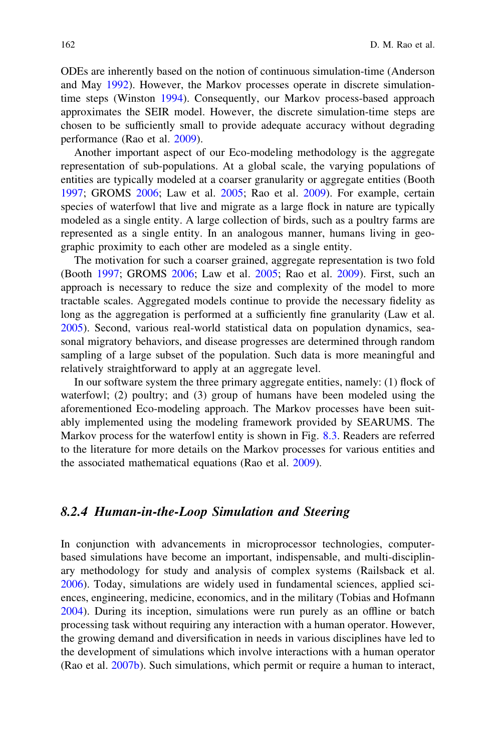ODEs are inherently based on the notion of continuous simulation-time (Anderson and May 1992). However, the Markov processes operate in discrete simulation-time steps (Winston 1994). Consequently, our Markov process-based approach approximates the SEIR model. However, the discrete simulation-time steps are chosen to be sufficiently small to provide adequate accuracy without degrading performance (Rao et al. 2009).

Another important aspect of our Eco-modeling methodology is the aggregate representation of sub-populations. At a global scale, the varying populations of entities are typically modeled at a coarser granularity or aggregate entities (Booth 1997; GROMS 2006; Law et al. 2005; Rao et al. 2009). For example, certain species of waterfowl that live and migrate as a large flock in nature are typically modeled as a single entity. A large collection of birds, such as a poultry farms are represented as a single entity. In an analogous manner, humans living in geographic proximity to each other are modeled as a single entity.

The motivation for such a coarser grained, aggregate representation is two fold (Booth 1997; GROMS 2006; Law et al. 2005; Rao et al. 2009). First, such an approach is necessary to reduce the size and complexity of the model to more tractable scales. Aggregated models continue to provide the necessary fidelity as long as the aggregation is performed at a sufficiently fine granularity (Law et al. 2005). Second, various real-world statistical data on population dynamics, seasonal migratory behaviors, and disease progresses are determined through random sampling of a large subset of the population. Such data is more meaningful and relatively straightforward to apply at an aggregate level.

In our software system the three primary aggregate entities, namely: (1) flock of waterfowl; (2) poultry; and (3) group of humans have been modeled using the aforementioned Eco-modeling approach. The Markov processes have been suitably implemented using the modeling framework provided by SEARUMS. The Markov process for the waterfowl entity is shown in Fig. 8.3. Readers are referred to the literature for more details on the Markov processes for various entities and the associated mathematical equations (Rao et al. 2009).

### *8.2.4 Human-in-the-Loop Simulation and Steering*

In conjunction with advancements in microprocessor technologies, computer-based simulations have become an important, indispensable, and multi-disciplinary methodology for study and analysis of complex systems (Railsback et al. 2006). Today, simulations are widely used in fundamental sciences, applied sciences, engineering, medicine, economics, and in the military (Tobias and Hofmann 2004). During its inception, simulations were run purely as an offline or batch processing task without requiring any interaction with a human operator. However, the growing demand and diversification in needs in various disciplines have led to the development of simulations which involve interactions with a human operator (Rao et al. 2007b). Such simulations, which permit or require a human to interact,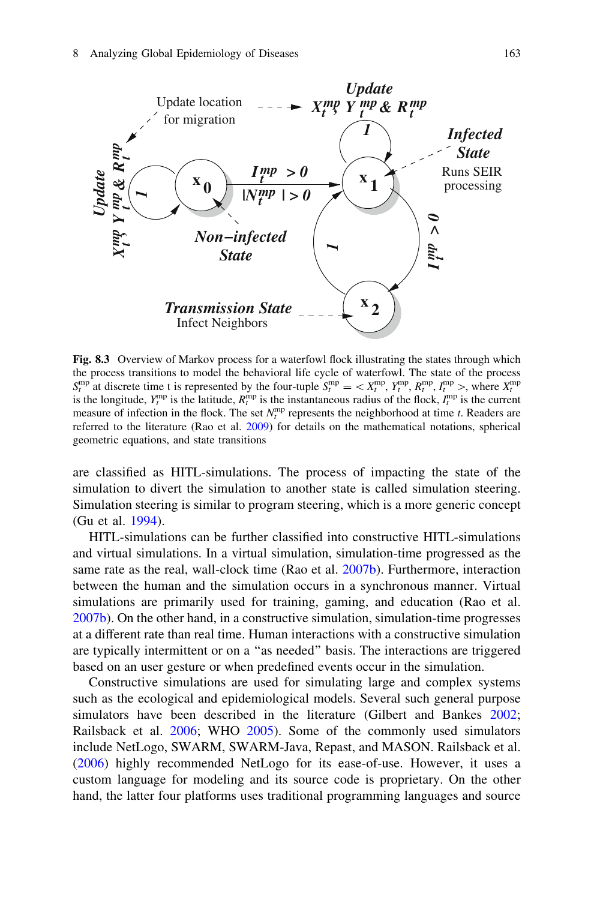Fig. 8.3 Overview of Markov process for a waterfowl flock illustrating the states through which the process transitions to model the behavioral life cycle of waterfowl. The state of the process $S_t^{mp}$ at discrete time t is represented by the four-tuple $S_t^{mp} = < X_t^{mp}, Y_t^{mp}, R_t^{mp}, I_t^{mp} >$, where $X_t^{mp}$ is the longitude, $Y_t^{mp}$ is the latitude, $R_t^{mp}$ is the instantaneous radius of the flock, $I_t^{mp}$ is the current measure of infection in the flock. The set $N_t^{mp}$ represents the neighborhood at time *t*. Readers are referred to the literature (Rao et al. 2009) for details on the mathematical notations, spherical geometric equations, and state transitions

are classified as HITL-simulations. The process of impacting the state of the simulation to divert the simulation to another state is called simulation steering. Simulation steering is similar to program steering, which is a more generic concept (Gu et al. 1994).

HITL-simulations can be further classified into constructive HITL-simulations and virtual simulations. In a virtual simulation, simulation-time progressed as the same rate as the real, wall-clock time (Rao et al. 2007b). Furthermore, interaction between the human and the simulation occurs in a synchronous manner. Virtual simulations are primarily used for training, gaming, and education (Rao et al. 2007b). On the other hand, in a constructive simulation, simulation-time progresses at a different rate than real time. Human interactions with a constructive simulation are typically intermittent or on a "as needed" basis. The interactions are triggered based on an user gesture or when predefined events occur in the simulation.

Constructive simulations are used for simulating large and complex systems such as the ecological and epidemiological models. Several such general purpose simulators have been described in the literature (Gilbert and Bankes 2002; Railsback et al. 2006; WHO 2005). Some of the commonly used simulators include NetLogo, SWARM, SWARM-Java, Repast, and MASON. Railsback et al. (2006) highly recommended NetLogo for its ease-of-use. However, it uses a custom language for modeling and its source code is proprietary. On the other hand, the latter four platforms uses traditional programming languages and source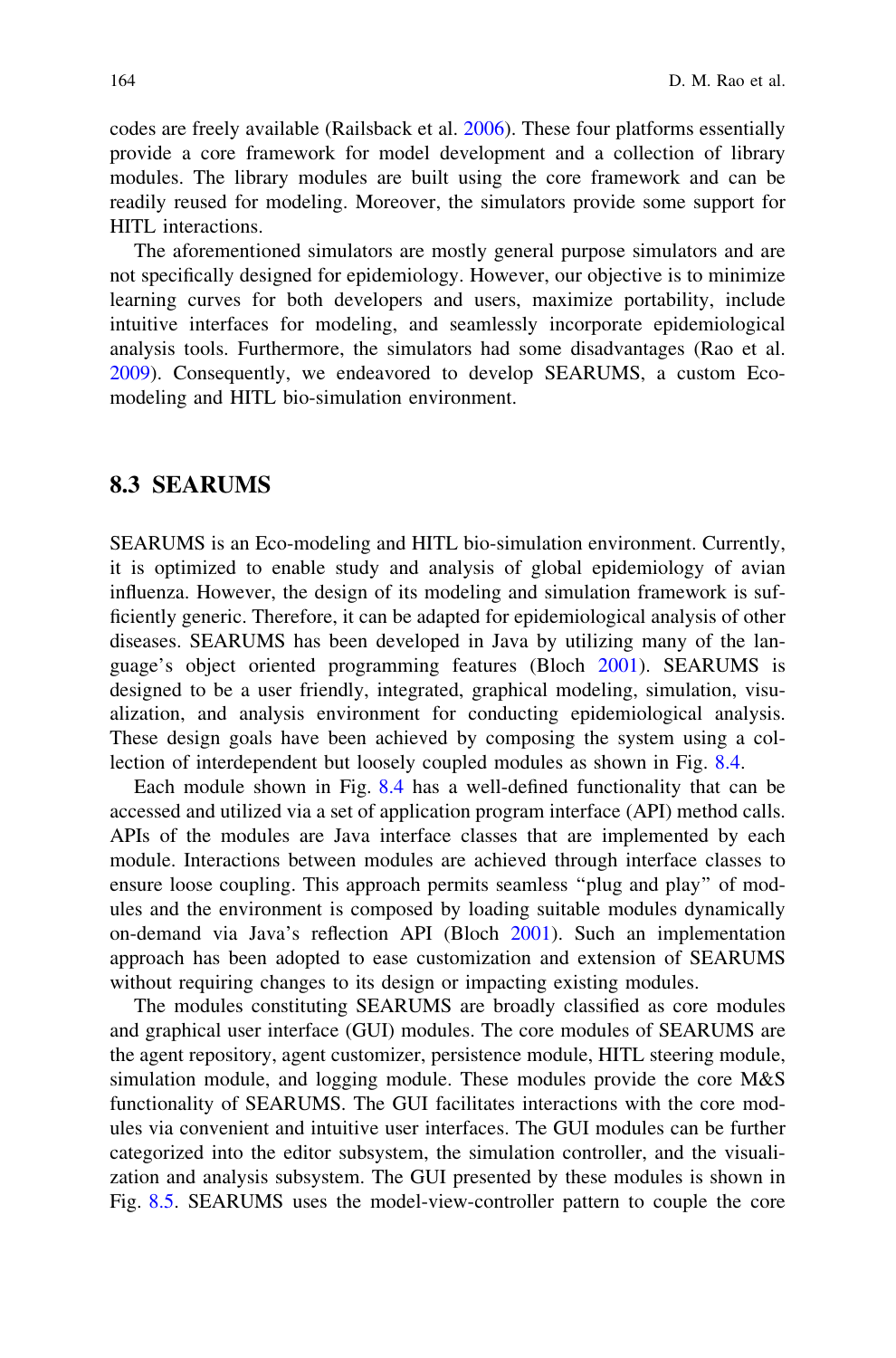codes are freely available (Railsback et al. 2006). These four platforms essentially provide a core framework for model development and a collection of library modules. The library modules are built using the core framework and can be readily reused for modeling. Moreover, the simulators provide some support for HITL interactions.

The aforementioned simulators are mostly general purpose simulators and are not specifically designed for epidemiology. However, our objective is to minimize learning curves for both developers and users, maximize portability, include intuitive interfaces for modeling, and seamlessly incorporate epidemiological analysis tools. Furthermore, the simulators had some disadvantages (Rao et al. 2009). Consequently, we endeavored to develop SEARUMS, a custom Eco-modeling and HITL bio-simulation environment.

## 8.3 SEARUMS

SEARUMS is an Eco-modeling and HITL bio-simulation environment. Currently, it is optimized to enable study and analysis of global epidemiology of avian influenza. However, the design of its modeling and simulation framework is sufficiently generic. Therefore, it can be adapted for epidemiological analysis of other diseases. SEARUMS has been developed in Java by utilizing many of the language's object oriented programming features (Bloch 2001). SEARUMS is designed to be a user friendly, integrated, graphical modeling, simulation, visualization, and analysis environment for conducting epidemiological analysis. These design goals have been achieved by composing the system using a collection of interdependent but loosely coupled modules as shown in Fig. 8.4.

Each module shown in Fig. 8.4 has a well-defined functionality that can be accessed and utilized via a set of application program interface (API) method calls. APIs of the modules are Java interface classes that are implemented by each module. Interactions between modules are achieved through interface classes to ensure loose coupling. This approach permits seamless "plug and play" of modules and the environment is composed by loading suitable modules dynamically on-demand via Java's reflection API (Bloch 2001). Such an implementation approach has been adopted to ease customization and extension of SEARUMS without requiring changes to its design or impacting existing modules.

The modules constituting SEARUMS are broadly classified as core modules and graphical user interface (GUI) modules. The core modules of SEARUMS are the agent repository, agent customizer, persistence module, HITL steering module, simulation module, and logging module. These modules provide the core M&S functionality of SEARUMS. The GUI facilitates interactions with the core modules via convenient and intuitive user interfaces. The GUI modules can be further categorized into the editor subsystem, the simulation controller, and the visualization and analysis subsystem. The GUI presented by these modules is shown in Fig. 8.5. SEARUMS uses the model-view-controller pattern to couple the core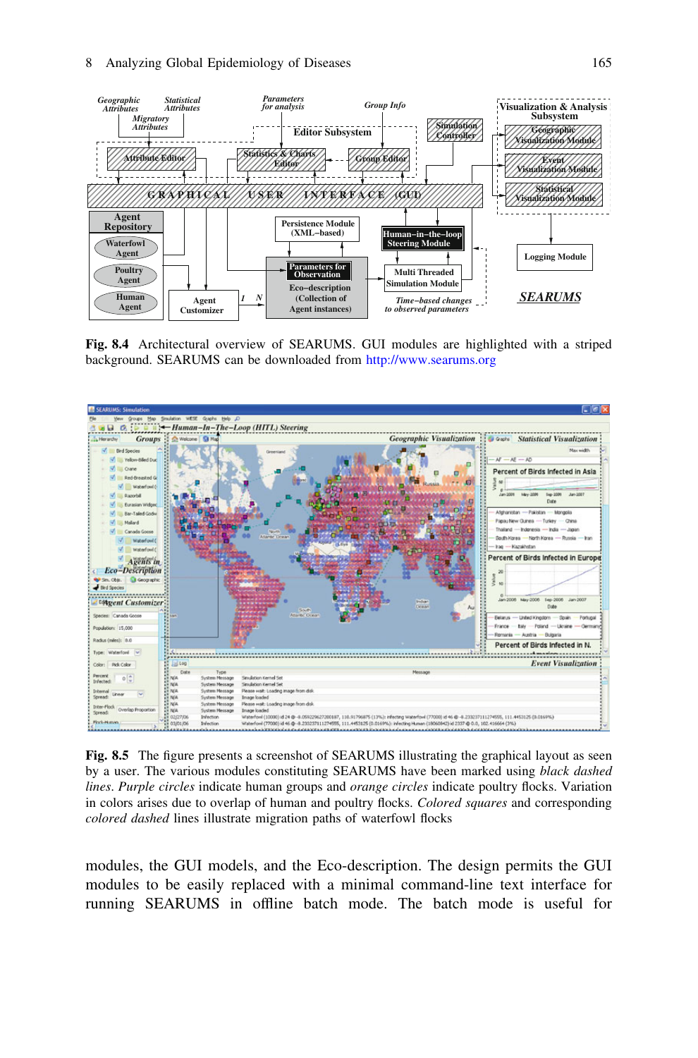**Fig. 8.4** Architectural overview of SEARUMS. GUI modules are highlighted with a striped background. SEARUMS can be downloaded from http://www.searums.org

**Fig. 8.5** The figure presents a screenshot of SEARUMS illustrating the graphical layout as seen by a user. The various modules constituting SEARUMS have been marked using *black dashed lines*. *Purple circles* indicate human groups and *orange circles* indicate poultry flocks. Variation in colors arises due to overlap of human and poultry flocks. *Colored squares* and corresponding *colored dashed* lines illustrate migration paths of waterfowl flocks

modules, the GUI models, and the Eco-description. The design permits the GUI modules to be easily replaced with a minimal command-line text interface for running SEARUMS in offline batch mode. The batch mode is useful for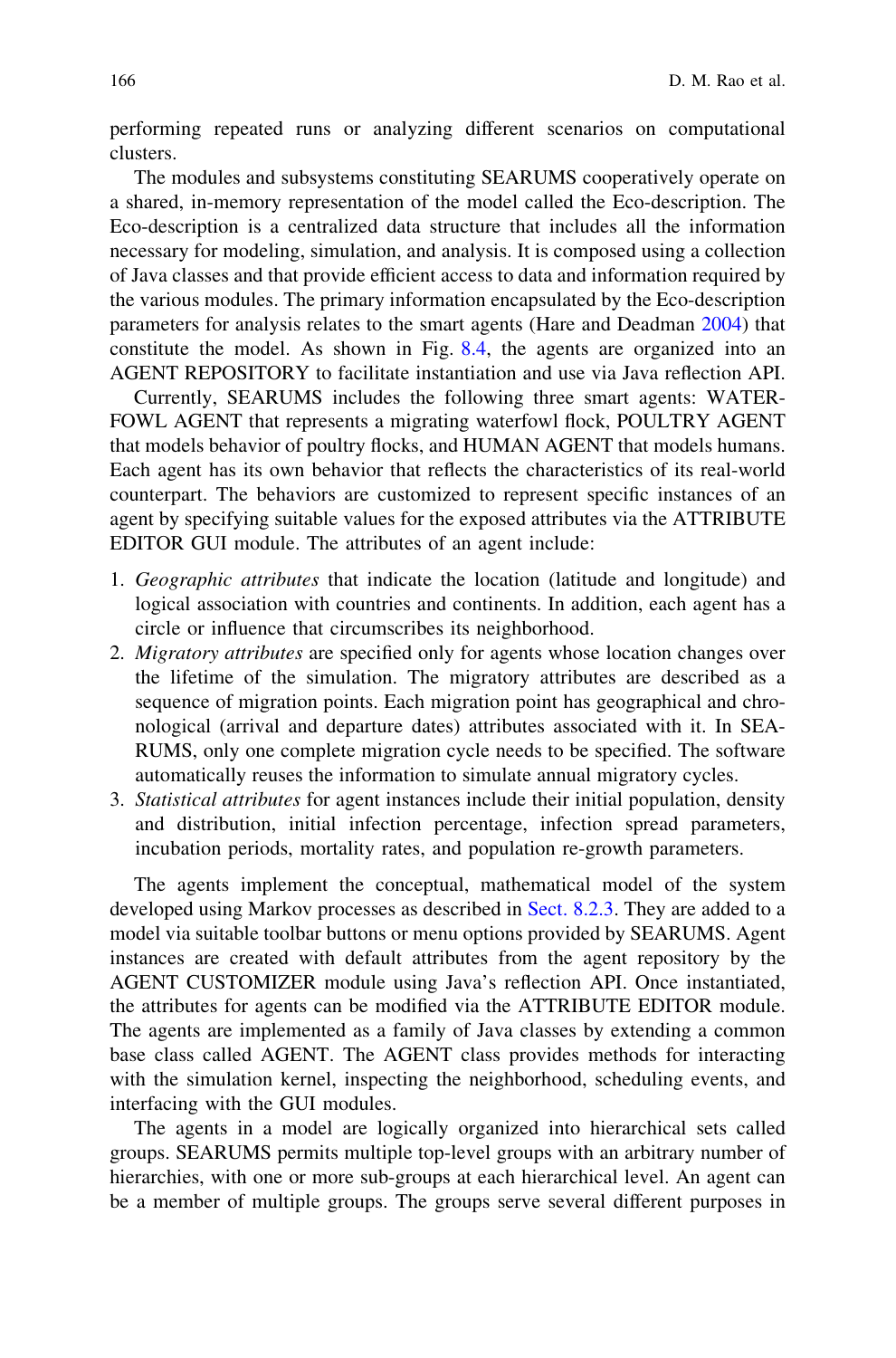performing repeated runs or analyzing different scenarios on computational clusters.

The modules and subsystems constituting SEARUMS cooperatively operate on a shared, in-memory representation of the model called the Eco-description. The Eco-description is a centralized data structure that includes all the information necessary for modeling, simulation, and analysis. It is composed using a collection of Java classes and that provide efficient access to data and information required by the various modules. The primary information encapsulated by the Eco-description parameters for analysis relates to the smart agents (Hare and Deadman 2004) that constitute the model. As shown in Fig. 8.4, the agents are organized into an AGENT REPOSITORY to facilitate instantiation and use via Java reflection API.

Currently, SEARUMS includes the following three smart agents: WATERFOWL AGENT that represents a migrating waterfowl flock, POULTRY AGENT that models behavior of poultry flocks, and HUMAN AGENT that models humans. Each agent has its own behavior that reflects the characteristics of its real-world counterpart. The behaviors are customized to represent specific instances of an agent by specifying suitable values for the exposed attributes via the ATTRIBUTE EDITOR GUI module. The attributes of an agent include:

1. *Geographic attributes* that indicate the location (latitude and longitude) and logical association with countries and continents. In addition, each agent has a circle or influence that circumscribes its neighborhood.
2. *Migratory attributes* are specified only for agents whose location changes over the lifetime of the simulation. The migratory attributes are described as a sequence of migration points. Each migration point has geographical and chronological (arrival and departure dates) attributes associated with it. In SEARUMS, only one complete migration cycle needs to be specified. The software automatically reuses the information to simulate annual migratory cycles.
3. *Statistical attributes* for agent instances include their initial population, density and distribution, initial infection percentage, infection spread parameters, incubation periods, mortality rates, and population re-growth parameters.

The agents implement the conceptual, mathematical model of the system developed using Markov processes as described in Sect. 8.2.3. They are added to a model via suitable toolbar buttons or menu options provided by SEARUMS. Agent instances are created with default attributes from the agent repository by the AGENT CUSTOMIZER module using Java's reflection API. Once instantiated, the attributes for agents can be modified via the ATTRIBUTE EDITOR module. The agents are implemented as a family of Java classes by extending a common base class called AGENT. The AGENT class provides methods for interacting with the simulation kernel, inspecting the neighborhood, scheduling events, and interfacing with the GUI modules.

The agents in a model are logically organized into hierarchical sets called groups. SEARUMS permits multiple top-level groups with an arbitrary number of hierarchies, with one or more sub-groups at each hierarchical level. An agent can be a member of multiple groups. The groups serve several different purposes in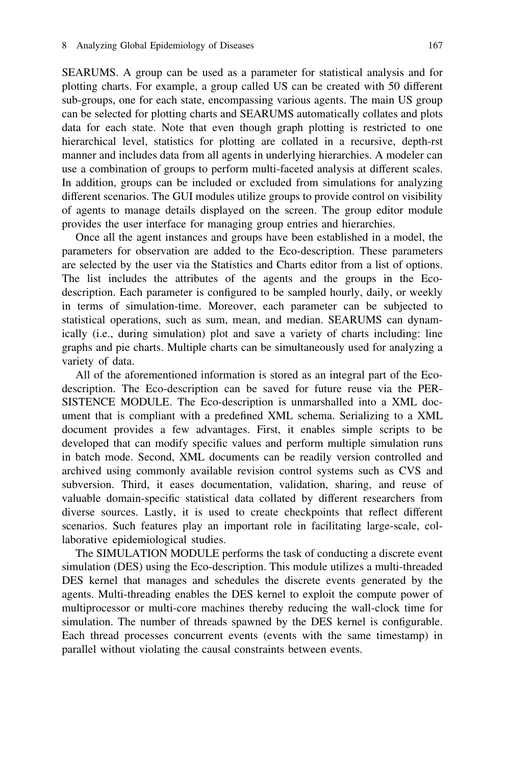SEARUMS. A group can be used as a parameter for statistical analysis and for plotting charts. For example, a group called US can be created with 50 different sub-groups, one for each state, encompassing various agents. The main US group can be selected for plotting charts and SEARUMS automatically collates and plots data for each state. Note that even though graph plotting is restricted to one hierarchical level, statistics for plotting are collated in a recursive, depth-rst manner and includes data from all agents in underlying hierarchies. A modeler can use a combination of groups to perform multi-faceted analysis at different scales. In addition, groups can be included or excluded from simulations for analyzing different scenarios. The GUI modules utilize groups to provide control on visibility of agents to manage details displayed on the screen. The group editor module provides the user interface for managing group entries and hierarchies.

Once all the agent instances and groups have been established in a model, the parameters for observation are added to the Eco-description. These parameters are selected by the user via the Statistics and Charts editor from a list of options. The list includes the attributes of the agents and the groups in the Eco-description. Each parameter is configured to be sampled hourly, daily, or weekly in terms of simulation-time. Moreover, each parameter can be subjected to statistical operations, such as sum, mean, and median. SEARUMS can dynamically (i.e., during simulation) plot and save a variety of charts including: line graphs and pie charts. Multiple charts can be simultaneously used for analyzing a variety of data.

All of the aforementioned information is stored as an integral part of the Eco-description. The Eco-description can be saved for future reuse via the PERSISTENCE MODULE. The Eco-description is unmarshalled into a XML document that is compliant with a predefined XML schema. Serializing to a XML document provides a few advantages. First, it enables simple scripts to be developed that can modify specific values and perform multiple simulation runs in batch mode. Second, XML documents can be readily version controlled and archived using commonly available revision control systems such as CVS and subversion. Third, it eases documentation, validation, sharing, and reuse of valuable domain-specific statistical data collated by different researchers from diverse sources. Lastly, it is used to create checkpoints that reflect different scenarios. Such features play an important role in facilitating large-scale, collaborative epidemiological studies.

The SIMULATION MODULE performs the task of conducting a discrete event simulation (DES) using the Eco-description. This module utilizes a multi-threaded DES kernel that manages and schedules the discrete events generated by the agents. Multi-threading enables the DES kernel to exploit the compute power of multiprocessor or multi-core machines thereby reducing the wall-clock time for simulation. The number of threads spawned by the DES kernel is configurable. Each thread processes concurrent events (events with the same timestamp) in parallel without violating the causal constraints between events.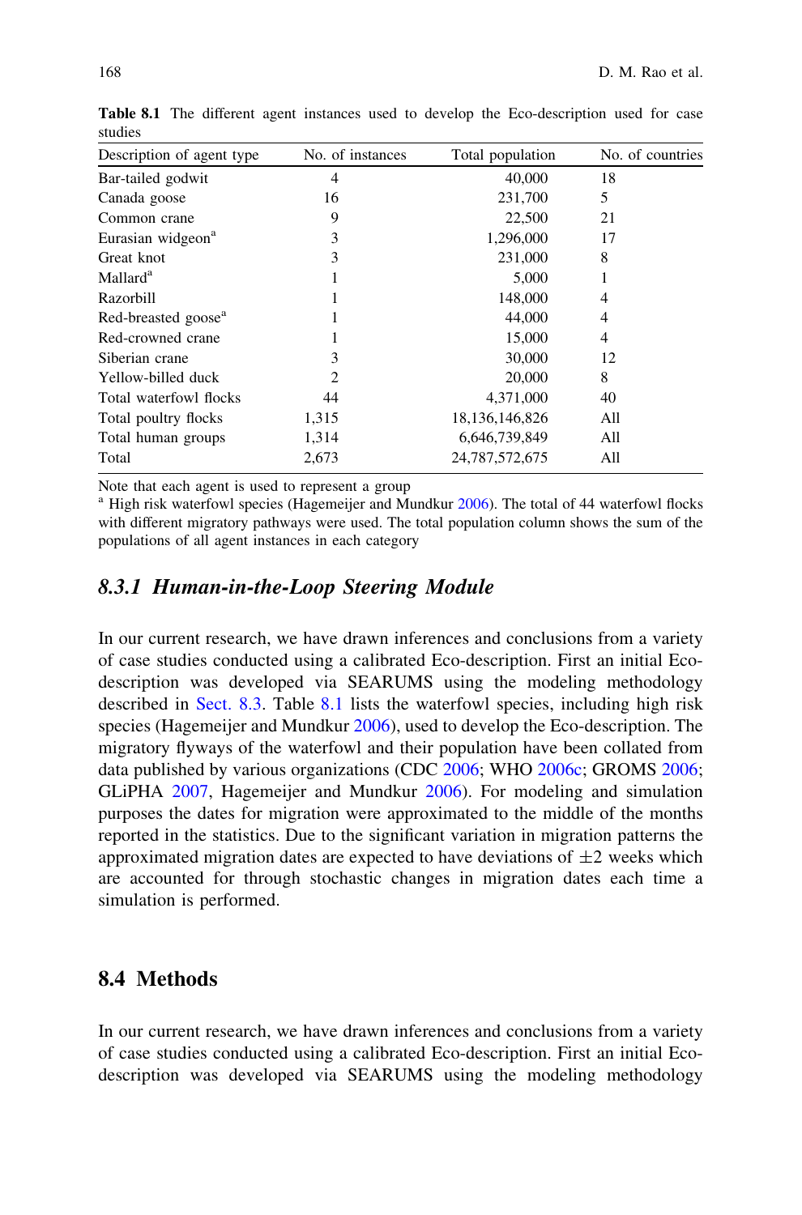**Table 8.1** The different agent instances used to develop the Eco-description used for case studies

| Description of agent type | No. of instances | Total population | No. of countries |
|---|---|---|---|
| Bar-tailed godwit | 4 | 40,000 | 18 |
| Canada goose | 16 | 231,700 | 5 |
| Common crane | 9 | 22,500 | 21 |
| Eurasian widgeon[a] | 3 | 1,296,000 | 17 |
| Great knot | 3 | 231,000 | 8 |
| Mallard[a] | 1 | 5,000 | 1 |
| Razorbill | 1 | 148,000 | 4 |
| Red-breasted goose[a] | 1 | 44,000 | 4 |
| Red-crowned crane | 1 | 15,000 | 4 |
| Siberian crane | 3 | 30,000 | 12 |
| Yellow-billed duck | 2 | 20,000 | 8 |
| Total waterfowl flocks | 44 | 4,371,000 | 40 |
| Total poultry flocks | 1,315 | 18,136,146,826 | All |
| Total human groups | 1,314 | 6,646,739,849 | All |
| Total | 2,673 | 24,787,572,675 | All |

Note that each agent is used to represent a group

[a] High risk waterfowl species (Hagemeijer and Mundkur 2006). The total of 44 waterfowl flocks with different migratory pathways were used. The total population column shows the sum of the populations of all agent instances in each category

### 8.3.1 Human-in-the-Loop Steering Module

In our current research, we have drawn inferences and conclusions from a variety of case studies conducted using a calibrated Eco-description. First an initial Eco-description was developed via SEARUMS using the modeling methodology described in Sect. 8.3. Table 8.1 lists the waterfowl species, including high risk species (Hagemeijer and Mundkur 2006), used to develop the Eco-description. The migratory flyways of the waterfowl and their population have been collated from data published by various organizations (CDC 2006; WHO 2006c; GROMS 2006; GLiPHA 2007, Hagemeijer and Mundkur 2006). For modeling and simulation purposes the dates for migration were approximated to the middle of the months reported in the statistics. Due to the significant variation in migration patterns the approximated migration dates are expected to have deviations of $\pm 2$ weeks which are accounted for through stochastic changes in migration dates each time a simulation is performed.

## 8.4 Methods

In our current research, we have drawn inferences and conclusions from a variety of case studies conducted using a calibrated Eco-description. First an initial Eco-description was developed via SEARUMS using the modeling methodology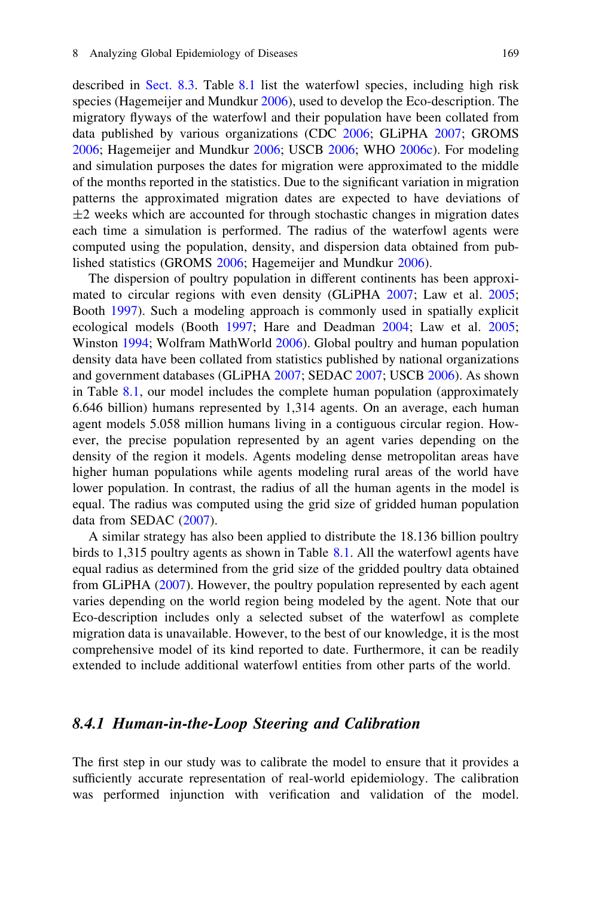described in Sect. 8.3. Table 8.1 list the waterfowl species, including high risk species (Hagemeijer and Mundkur 2006), used to develop the Eco-description. The migratory flyways of the waterfowl and their population have been collated from data published by various organizations (CDC 2006; GLiPHA 2007; GROMS 2006; Hagemeijer and Mundkur 2006; USCB 2006; WHO 2006c). For modeling and simulation purposes the dates for migration were approximated to the middle of the months reported in the statistics. Due to the significant variation in migration patterns the approximated migration dates are expected to have deviations of $\pm 2$ weeks which are accounted for through stochastic changes in migration dates each time a simulation is performed. The radius of the waterfowl agents were computed using the population, density, and dispersion data obtained from published statistics (GROMS 2006; Hagemeijer and Mundkur 2006).

The dispersion of poultry population in different continents has been approximated to circular regions with even density (GLiPHA 2007; Law et al. 2005; Booth 1997). Such a modeling approach is commonly used in spatially explicit ecological models (Booth 1997; Hare and Deadman 2004; Law et al. 2005; Winston 1994; Wolfram MathWorld 2006). Global poultry and human population density data have been collated from statistics published by national organizations and government databases (GLiPHA 2007; SEDAC 2007; USCB 2006). As shown in Table 8.1, our model includes the complete human population (approximately 6.646 billion) humans represented by 1,314 agents. On an average, each human agent models 5.058 million humans living in a contiguous circular region. However, the precise population represented by an agent varies depending on the density of the region it models. Agents modeling dense metropolitan areas have higher human populations while agents modeling rural areas of the world have lower population. In contrast, the radius of all the human agents in the model is equal. The radius was computed using the grid size of gridded human population data from SEDAC (2007).

A similar strategy has also been applied to distribute the 18.136 billion poultry birds to 1,315 poultry agents as shown in Table 8.1. All the waterfowl agents have equal radius as determined from the grid size of the gridded poultry data obtained from GLiPHA (2007). However, the poultry population represented by each agent varies depending on the world region being modeled by the agent. Note that our Eco-description includes only a selected subset of the waterfowl as complete migration data is unavailable. However, to the best of our knowledge, it is the most comprehensive model of its kind reported to date. Furthermore, it can be readily extended to include additional waterfowl entities from other parts of the world.

### *8.4.1 Human-in-the-Loop Steering and Calibration*

The first step in our study was to calibrate the model to ensure that it provides a sufficiently accurate representation of real-world epidemiology. The calibration was performed injunction with verification and validation of the model.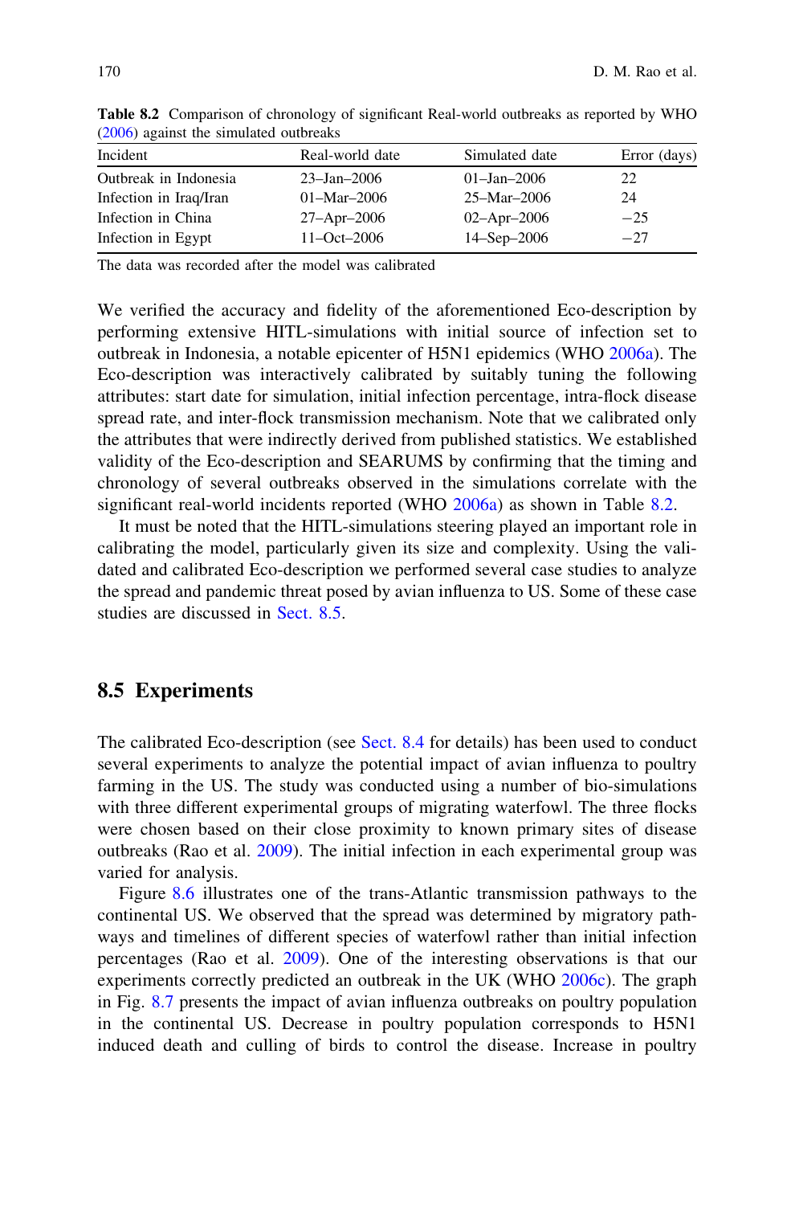**Table 8.2** Comparison of chronology of significant Real-world outbreaks as reported by WHO (2006) against the simulated outbreaks

| Incident | Real-world date | Simulated date | Error (days) |
|---|---|---|---|
| Outbreak in Indonesia | 23–Jan–2006 | 01–Jan–2006 | 22 |
| Infection in Iraq/Iran | 01–Mar–2006 | 25–Mar–2006 | 24 |
| Infection in China | 27–Apr–2006 | 02–Apr–2006 | −25 |
| Infection in Egypt | 11–Oct–2006 | 14–Sep–2006 | −27 |

The data was recorded after the model was calibrated

We verified the accuracy and fidelity of the aforementioned Eco-description by performing extensive HITL-simulations with initial source of infection set to outbreak in Indonesia, a notable epicenter of H5N1 epidemics (WHO 2006a). The Eco-description was interactively calibrated by suitably tuning the following attributes: start date for simulation, initial infection percentage, intra-flock disease spread rate, and inter-flock transmission mechanism. Note that we calibrated only the attributes that were indirectly derived from published statistics. We established validity of the Eco-description and SEARUMS by confirming that the timing and chronology of several outbreaks observed in the simulations correlate with the significant real-world incidents reported (WHO 2006a) as shown in Table 8.2.

It must be noted that the HITL-simulations steering played an important role in calibrating the model, particularly given its size and complexity. Using the validated and calibrated Eco-description we performed several case studies to analyze the spread and pandemic threat posed by avian influenza to US. Some of these case studies are discussed in Sect. 8.5.

## 8.5 Experiments

The calibrated Eco-description (see Sect. 8.4 for details) has been used to conduct several experiments to analyze the potential impact of avian influenza to poultry farming in the US. The study was conducted using a number of bio-simulations with three different experimental groups of migrating waterfowl. The three flocks were chosen based on their close proximity to known primary sites of disease outbreaks (Rao et al. 2009). The initial infection in each experimental group was varied for analysis.

Figure 8.6 illustrates one of the trans-Atlantic transmission pathways to the continental US. We observed that the spread was determined by migratory pathways and timelines of different species of waterfowl rather than initial infection percentages (Rao et al. 2009). One of the interesting observations is that our experiments correctly predicted an outbreak in the UK (WHO 2006c). The graph in Fig. 8.7 presents the impact of avian influenza outbreaks on poultry population in the continental US. Decrease in poultry population corresponds to H5N1 induced death and culling of birds to control the disease. Increase in poultry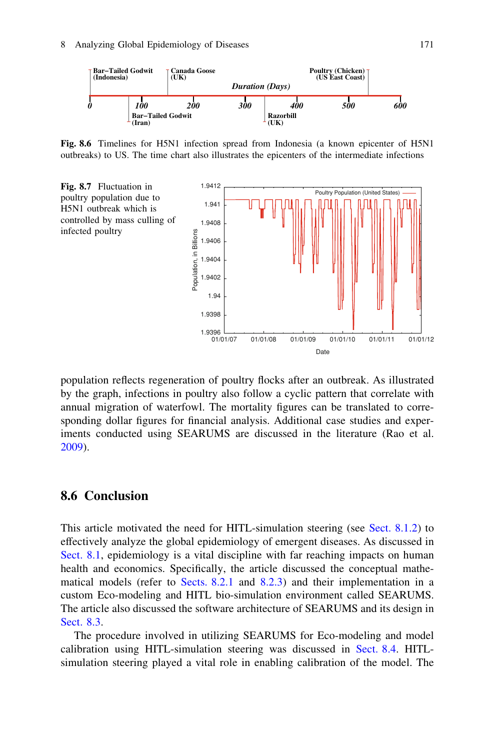Fig. 8.6 Timelines for H5N1 infection spread from Indonesia (a known epicenter of H5N1 outbreaks) to US. The time chart also illustrates the epicenters of the intermediate infections

Fig. 8.7 Fluctuation in poultry population due to H5N1 outbreak which is controlled by mass culling of infected poultry

population reflects regeneration of poultry flocks after an outbreak. As illustrated by the graph, infections in poultry also follow a cyclic pattern that correlate with annual migration of waterfowl. The mortality figures can be translated to corresponding dollar figures for financial analysis. Additional case studies and experiments conducted using SEARUMS are discussed in the literature (Rao et al. 2009).

## 8.6 Conclusion

This article motivated the need for HITL-simulation steering (see Sect. 8.1.2) to effectively analyze the global epidemiology of emergent diseases. As discussed in Sect. 8.1, epidemiology is a vital discipline with far reaching impacts on human health and economics. Specifically, the article discussed the conceptual mathematical models (refer to Sects. 8.2.1 and 8.2.3) and their implementation in a custom Eco-modeling and HITL bio-simulation environment called SEARUMS. The article also discussed the software architecture of SEARUMS and its design in Sect. 8.3.

The procedure involved in utilizing SEARUMS for Eco-modeling and model calibration using HITL-simulation steering was discussed in Sect. 8.4. HITL-simulation steering played a vital role in enabling calibration of the model. The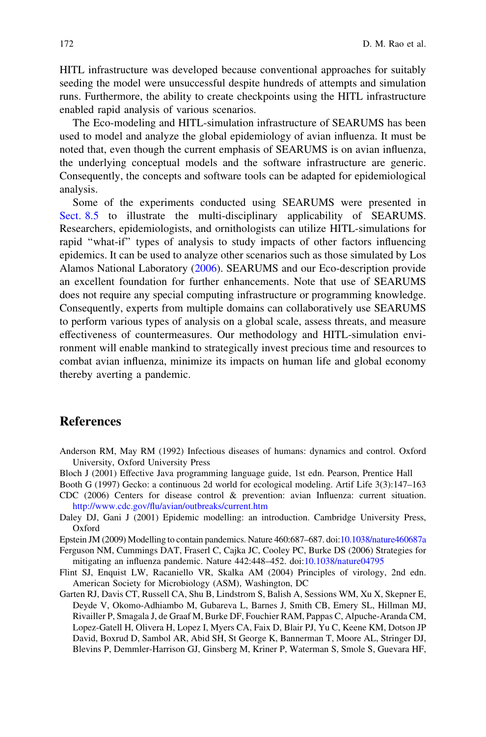HITL infrastructure was developed because conventional approaches for suitably seeding the model were unsuccessful despite hundreds of attempts and simulation runs. Furthermore, the ability to create checkpoints using the HITL infrastructure enabled rapid analysis of various scenarios.

The Eco-modeling and HITL-simulation infrastructure of SEARUMS has been used to model and analyze the global epidemiology of avian influenza. It must be noted that, even though the current emphasis of SEARUMS is on avian influenza, the underlying conceptual models and the software infrastructure are generic. Consequently, the concepts and software tools can be adapted for epidemiological analysis.

Some of the experiments conducted using SEARUMS were presented in Sect. 8.5 to illustrate the multi-disciplinary applicability of SEARUMS. Researchers, epidemiologists, and ornithologists can utilize HITL-simulations for rapid "what-if" types of analysis to study impacts of other factors influencing epidemics. It can be used to analyze other scenarios such as those simulated by Los Alamos National Laboratory (2006). SEARUMS and our Eco-description provide an excellent foundation for further enhancements. Note that use of SEARUMS does not require any special computing infrastructure or programming knowledge. Consequently, experts from multiple domains can collaboratively use SEARUMS to perform various types of analysis on a global scale, assess threats, and measure effectiveness of countermeasures. Our methodology and HITL-simulation environment will enable mankind to strategically invest precious time and resources to combat avian influenza, minimize its impacts on human life and global economy thereby averting a pandemic.

## References

Anderson RM, May RM (1992) Infectious diseases of humans: dynamics and control. Oxford University, Oxford University Press

Bloch J (2001) Effective Java programming language guide, 1st edn. Pearson, Prentice Hall

Booth G (1997) Gecko: a continuous 2d world for ecological modeling. Artif Life 3(3):147–163

CDC (2006) Centers for disease control & prevention: avian Influenza: current situation. http://www.cdc.gov/flu/avian/outbreaks/current.htm

Daley DJ, Gani J (2001) Epidemic modelling: an introduction. Cambridge University Press, Oxford

Epstein JM (2009) Modelling to contain pandemics. Nature 460:687–687. doi:10.1038/nature460687a

Ferguson NM, Cummings DAT, Fraserl C, Cajka JC, Cooley PC, Burke DS (2006) Strategies for mitigating an influenza pandemic. Nature 442:448–452. doi:10.1038/nature04795

Flint SJ, Enquist LW, Racaniello VR, Skalka AM (2004) Principles of virology, 2nd edn. American Society for Microbiology (ASM), Washington, DC

Garten RJ, Davis CT, Russell CA, Shu B, Lindstrom S, Balish A, Sessions WM, Xu X, Skepner E, Deyde V, Okomo-Adhiambo M, Gubareva L, Barnes J, Smith CB, Emery SL, Hillman MJ, Rivailler P, Smagala J, de Graaf M, Burke DF, Fouchier RAM, Pappas C, Alpuche-Aranda CM, Lopez-Gatell H, Olivera H, Lopez I, Myers CA, Faix D, Blair PJ, Yu C, Keene KM, Dotson JP David, Boxrud D, Sambol AR, Abid SH, St George K, Bannerman T, Moore AL, Stringer DJ, Blevins P, Demmler-Harrison GJ, Ginsberg M, Kriner P, Waterman S, Smole S, Guevara HF,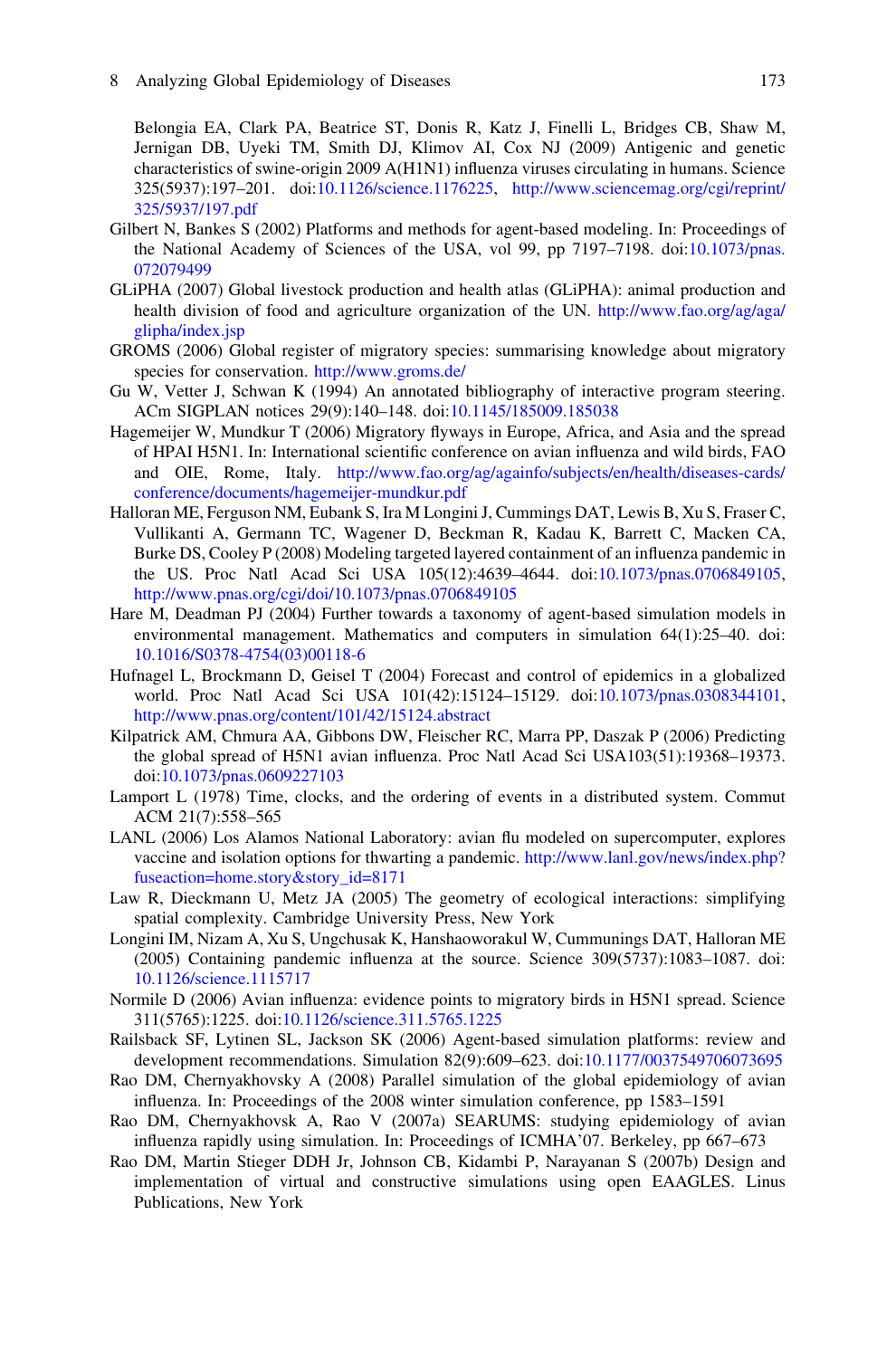Belongia EA, Clark PA, Beatrice ST, Donis R, Katz J, Finelli L, Bridges CB, Shaw M, Jernigan DB, Uyeki TM, Smith DJ, Klimov AI, Cox NJ (2009) Antigenic and genetic characteristics of swine-origin 2009 A(H1N1) influenza viruses circulating in humans. Science 325(5937):197–201. doi:10.1126/science.1176225, http://www.sciencemag.org/cgi/reprint/325/5937/197.pdf

Gilbert N, Bankes S (2002) Platforms and methods for agent-based modeling. In: Proceedings of the National Academy of Sciences of the USA, vol 99, pp 7197–7198. doi:10.1073/pnas.072079499

GLiPHA (2007) Global livestock production and health atlas (GLiPHA): animal production and health division of food and agriculture organization of the UN. http://www.fao.org/ag/aga/glipha/index.jsp

GROMS (2006) Global register of migratory species: summarising knowledge about migratory species for conservation. http://www.groms.de/

Gu W, Vetter J, Schwan K (1994) An annotated bibliography of interactive program steering. ACm SIGPLAN notices 29(9):140–148. doi:10.1145/185009.185038

Hagemeijer W, Mundkur T (2006) Migratory flyways in Europe, Africa, and Asia and the spread of HPAI H5N1. In: International scientific conference on avian influenza and wild birds, FAO and OIE, Rome, Italy. http://www.fao.org/ag/againfo/subjects/en/health/diseases-cards/conference/documents/hagemeijer-mundkur.pdf

Halloran ME, Ferguson NM, Eubank S, Ira M Longini J, Cummings DAT, Lewis B, Xu S, Fraser C, Vullikanti A, Germann TC, Wagener D, Beckman R, Kadau K, Barrett C, Macken CA, Burke DS, Cooley P (2008) Modeling targeted layered containment of an influenza pandemic in the US. Proc Natl Acad Sci USA 105(12):4639–4644. doi:10.1073/pnas.0706849105, http://www.pnas.org/cgi/doi/10.1073/pnas.0706849105

Hare M, Deadman PJ (2004) Further towards a taxonomy of agent-based simulation models in environmental management. Mathematics and computers in simulation 64(1):25–40. doi:10.1016/S0378-4754(03)00118-6

Hufnagel L, Brockmann D, Geisel T (2004) Forecast and control of epidemics in a globalized world. Proc Natl Acad Sci USA 101(42):15124–15129. doi:10.1073/pnas.0308344101, http://www.pnas.org/content/101/42/15124.abstract

Kilpatrick AM, Chmura AA, Gibbons DW, Fleischer RC, Marra PP, Daszak P (2006) Predicting the global spread of H5N1 avian influenza. Proc Natl Acad Sci USA103(51):19368–19373. doi:10.1073/pnas.0609227103

Lamport L (1978) Time, clocks, and the ordering of events in a distributed system. Commut ACM 21(7):558–565

LANL (2006) Los Alamos National Laboratory: avian flu modeled on supercomputer, explores vaccine and isolation options for thwarting a pandemic. http://www.lanl.gov/news/index.php?fuseaction=home.story&story_id=8171

Law R, Dieckmann U, Metz JA (2005) The geometry of ecological interactions: simplifying spatial complexity. Cambridge University Press, New York

Longini IM, Nizam A, Xu S, Ungchusak K, Hanshaoworakul W, Cummunings DAT, Halloran ME (2005) Containing pandemic influenza at the source. Science 309(5737):1083–1087. doi:10.1126/science.1115717

Normile D (2006) Avian influenza: evidence points to migratory birds in H5N1 spread. Science 311(5765):1225. doi:10.1126/science.311.5765.1225

Railsback SF, Lytinen SL, Jackson SK (2006) Agent-based simulation platforms: review and development recommendations. Simulation 82(9):609–623. doi:10.1177/0037549706073695

Rao DM, Chernyakhovsky A (2008) Parallel simulation of the global epidemiology of avian influenza. In: Proceedings of the 2008 winter simulation conference, pp 1583–1591

Rao DM, Chernyakhovsk A, Rao V (2007a) SEARUMS: studying epidemiology of avian influenza rapidly using simulation. In: Proceedings of ICMHA'07. Berkeley, pp 667–673

Rao DM, Martin Stieger DDH Jr, Johnson CB, Kidambi P, Narayanan S (2007b) Design and implementation of virtual and constructive simulations using open EAAGLES. Linus Publications, New York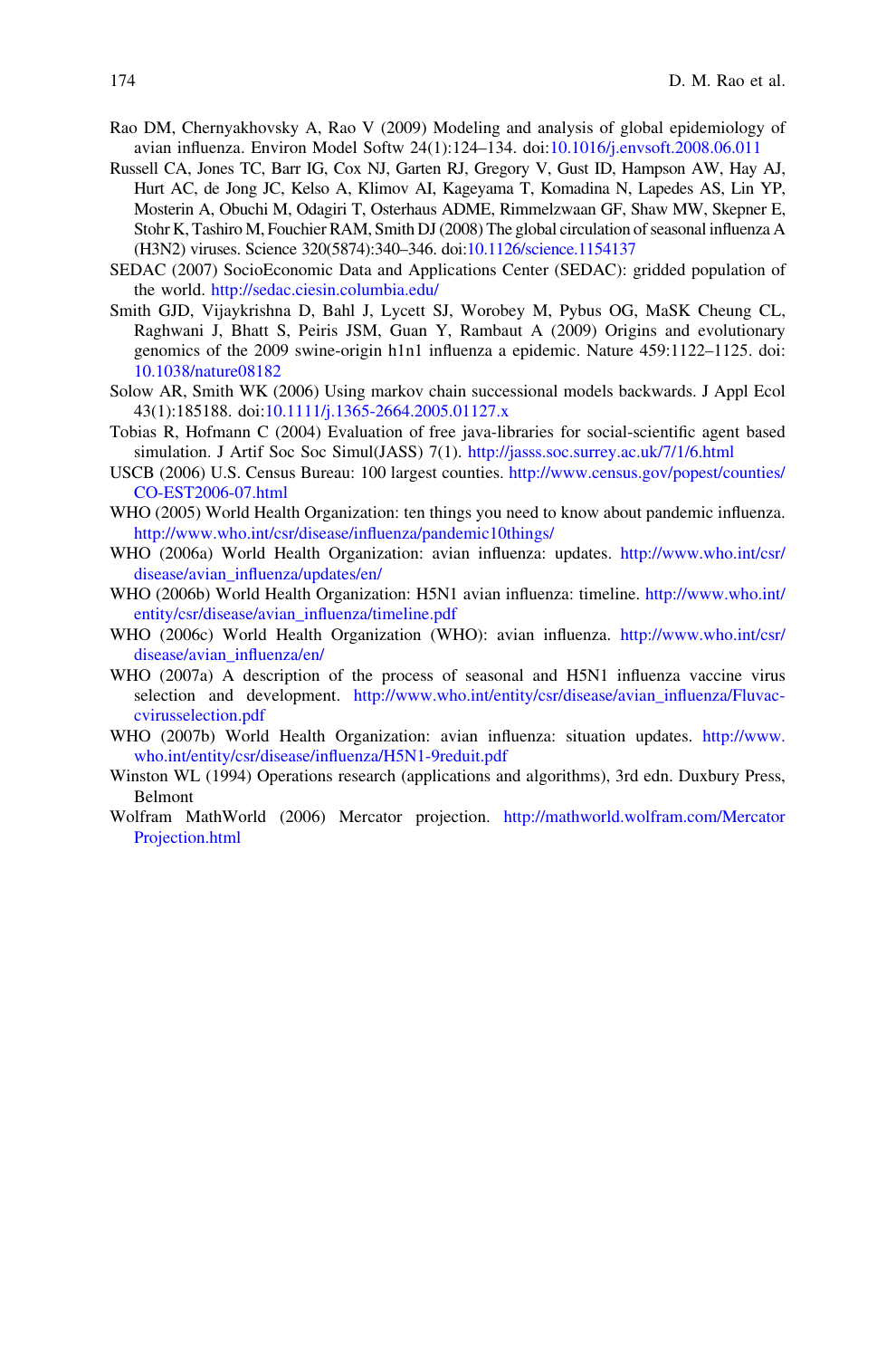Rao DM, Chernyakhovsky A, Rao V (2009) Modeling and analysis of global epidemiology of avian influenza. Environ Model Softw 24(1):124–134. doi:10.1016/j.envsoft.2008.06.011

Russell CA, Jones TC, Barr IG, Cox NJ, Garten RJ, Gregory V, Gust ID, Hampson AW, Hay AJ, Hurt AC, de Jong JC, Kelso A, Klimov AI, Kageyama T, Komadina N, Lapedes AS, Lin YP, Mosterin A, Obuchi M, Odagiri T, Osterhaus ADME, Rimmelzwaan GF, Shaw MW, Skepner E, Stohr K, Tashiro M, Fouchier RAM, Smith DJ (2008) The global circulation of seasonal influenza A (H3N2) viruses. Science 320(5874):340–346. doi:10.1126/science.1154137

SEDAC (2007) SocioEconomic Data and Applications Center (SEDAC): gridded population of the world. http://sedac.ciesin.columbia.edu/

Smith GJD, Vijaykrishna D, Bahl J, Lycett SJ, Worobey M, Pybus OG, MaSK Cheung CL, Raghwani J, Bhatt S, Peiris JSM, Guan Y, Rambaut A (2009) Origins and evolutionary genomics of the 2009 swine-origin h1n1 influenza a epidemic. Nature 459:1122–1125. doi:10.1038/nature08182

Solow AR, Smith WK (2006) Using markov chain successional models backwards. J Appl Ecol 43(1):185188. doi:10.1111/j.1365-2664.2005.01127.x

Tobias R, Hofmann C (2004) Evaluation of free java-libraries for social-scientific agent based simulation. J Artif Soc Soc Simul(JASS) 7(1). http://jasss.soc.surrey.ac.uk/7/1/6.html

USCB (2006) U.S. Census Bureau: 100 largest counties. http://www.census.gov/popest/counties/CO-EST2006-07.html

WHO (2005) World Health Organization: ten things you need to know about pandemic influenza. http://www.who.int/csr/disease/influenza/pandemic10things/

WHO (2006a) World Health Organization: avian influenza: updates. http://www.who.int/csr/disease/avian_influenza/updates/en/

WHO (2006b) World Health Organization: H5N1 avian influenza: timeline. http://www.who.int/entity/csr/disease/avian_influenza/timeline.pdf

WHO (2006c) World Health Organization (WHO): avian influenza. http://www.who.int/csr/disease/avian_influenza/en/

WHO (2007a) A description of the process of seasonal and H5N1 influenza vaccine virus selection and development. http://www.who.int/entity/csr/disease/avian_influenza/Fluvaccvirusselection.pdf

WHO (2007b) World Health Organization: avian influenza: situation updates. http://www.who.int/entity/csr/disease/influenza/H5N1-9reduit.pdf

Winston WL (1994) Operations research (applications and algorithms), 3rd edn. Duxbury Press, Belmont

Wolfram MathWorld (2006) Mercator projection. http://mathworld.wolfram.com/MercatorProjection.html